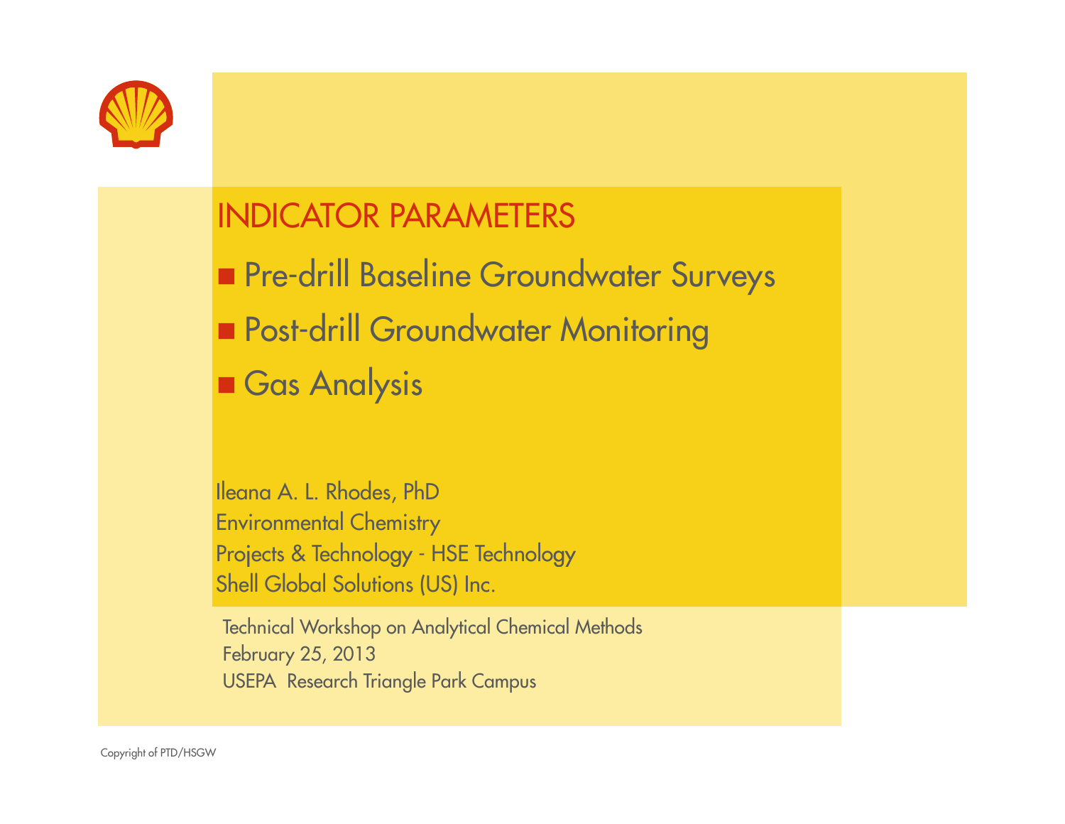# INDICATOR PARAMETERS

- Pre-drill Baseline Groundwater Surveys
- Post-drill Groundwater Monitoring
- Gas Analysis

Ileana A. L. Rhodes, PhD
Environmental Chemistry
Projects & Technology - HSE Technology
Shell Global Solutions (US) Inc.

Technical Workshop on Analytical Chemical Methods
February 25, 2013
USEPA Research Triangle Park Campus

Copyright of PTD/HSGW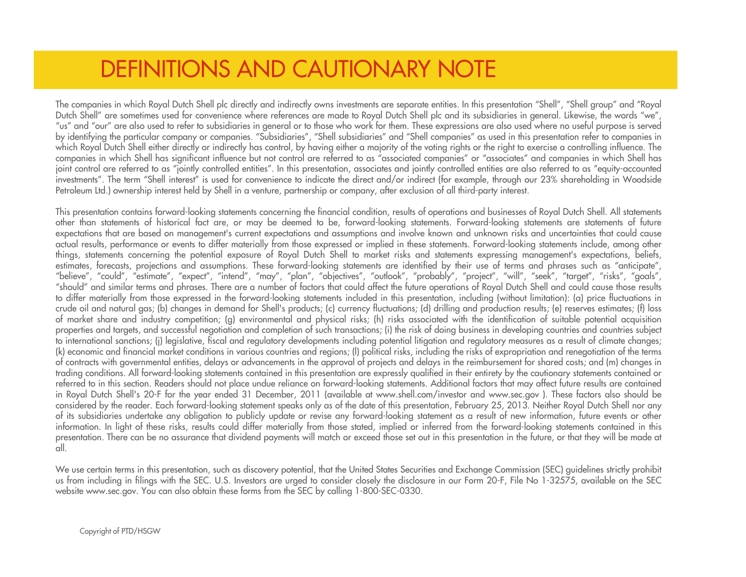# DEFINITIONS AND CAUTIONARY NOTE

The companies in which Royal Dutch Shell plc directly and indirectly owns investments are separate entities. In this presentation "Shell", "Shell group" and "Royal Dutch Shell" are sometimes used for convenience where references are made to Royal Dutch Shell plc and its subsidiaries in general. Likewise, the words "we", "us" and "our" are also used to refer to subsidiaries in general or to those who work for them. These expressions are also used where no useful purpose is served by identifying the particular company or companies. "Subsidiaries", "Shell subsidiaries" and "Shell companies" as used in this presentation refer to companies in which Royal Dutch Shell either directly or indirectly has control, by having either a majority of the voting rights or the right to exercise a controlling influence. The companies in which Shell has significant influence but not control are referred to as "associated companies" or "associates" and companies in which Shell has joint control are referred to as "jointly controlled entities". In this presentation, associates and jointly controlled entities are also referred to as "equity-accounted investments". The term "Shell interest" is used for convenience to indicate the direct and/or indirect (for example, through our 23% shareholding in Woodside Petroleum Ltd.) ownership interest held by Shell in a venture, partnership or company, after exclusion of all third-party interest.

This presentation contains forward-looking statements concerning the financial condition, results of operations and businesses of Royal Dutch Shell. All statements other than statements of historical fact are, or may be deemed to be, forward-looking statements. Forward-looking statements are statements of future expectations that are based on management's current expectations and assumptions and involve known and unknown risks and uncertainties that could cause actual results, performance or events to differ materially from those expressed or implied in these statements. Forward-looking statements include, among other things, statements concerning the potential exposure of Royal Dutch Shell to market risks and statements expressing management's expectations, beliefs, estimates, forecasts, projections and assumptions. These forward-looking statements are identified by their use of terms and phrases such as "anticipate", "believe", "could", "estimate", "expect", "intend", "may", "plan", "objectives", "outlook", "probably", "project", "will", "seek", "target", "risks", "goals", "should" and similar terms and phrases. There are a number of factors that could affect the future operations of Royal Dutch Shell and could cause those results to differ materially from those expressed in the forward-looking statements included in this presentation, including (without limitation): (a) price fluctuations in crude oil and natural gas; (b) changes in demand for Shell's products; (c) currency fluctuations; (d) drilling and production results; (e) reserves estimates; (f) loss of market share and industry competition; (g) environmental and physical risks; (h) risks associated with the identification of suitable potential acquisition properties and targets, and successful negotiation and completion of such transactions; (i) the risk of doing business in developing countries and countries subject to international sanctions; (j) legislative, fiscal and regulatory developments including potential litigation and regulatory measures as a result of climate changes; (k) economic and financial market conditions in various countries and regions; (l) political risks, including the risks of expropriation and renegotiation of the terms of contracts with governmental entities, delays or advancements in the approval of projects and delays in the reimbursement for shared costs; and (m) changes in trading conditions. All forward-looking statements contained in this presentation are expressly qualified in their entirety by the cautionary statements contained or referred to in this section. Readers should not place undue reliance on forward-looking statements. Additional factors that may affect future results are contained in Royal Dutch Shell's 20-F for the year ended 31 December, 2011 (available at www.shell.com/investor and www.sec.gov ). These factors also should be considered by the reader. Each forward-looking statement speaks only as of the date of this presentation, February 25, 2013. Neither Royal Dutch Shell nor any of its subsidiaries undertake any obligation to publicly update or revise any forward-looking statement as a result of new information, future events or other information. In light of these risks, results could differ materially from those stated, implied or inferred from the forward-looking statements contained in this presentation. There can be no assurance that dividend payments will match or exceed those set out in this presentation in the future, or that they will be made at all.

We use certain terms in this presentation, such as discovery potential, that the United States Securities and Exchange Commission (SEC) guidelines strictly prohibit us from including in filings with the SEC. U.S. Investors are urged to consider closely the disclosure in our Form 20-F, File No 1-32575, available on the SEC website www.sec.gov. You can also obtain these forms from the SEC by calling 1-800-SEC-0330.

Copyright of PTD/HSGW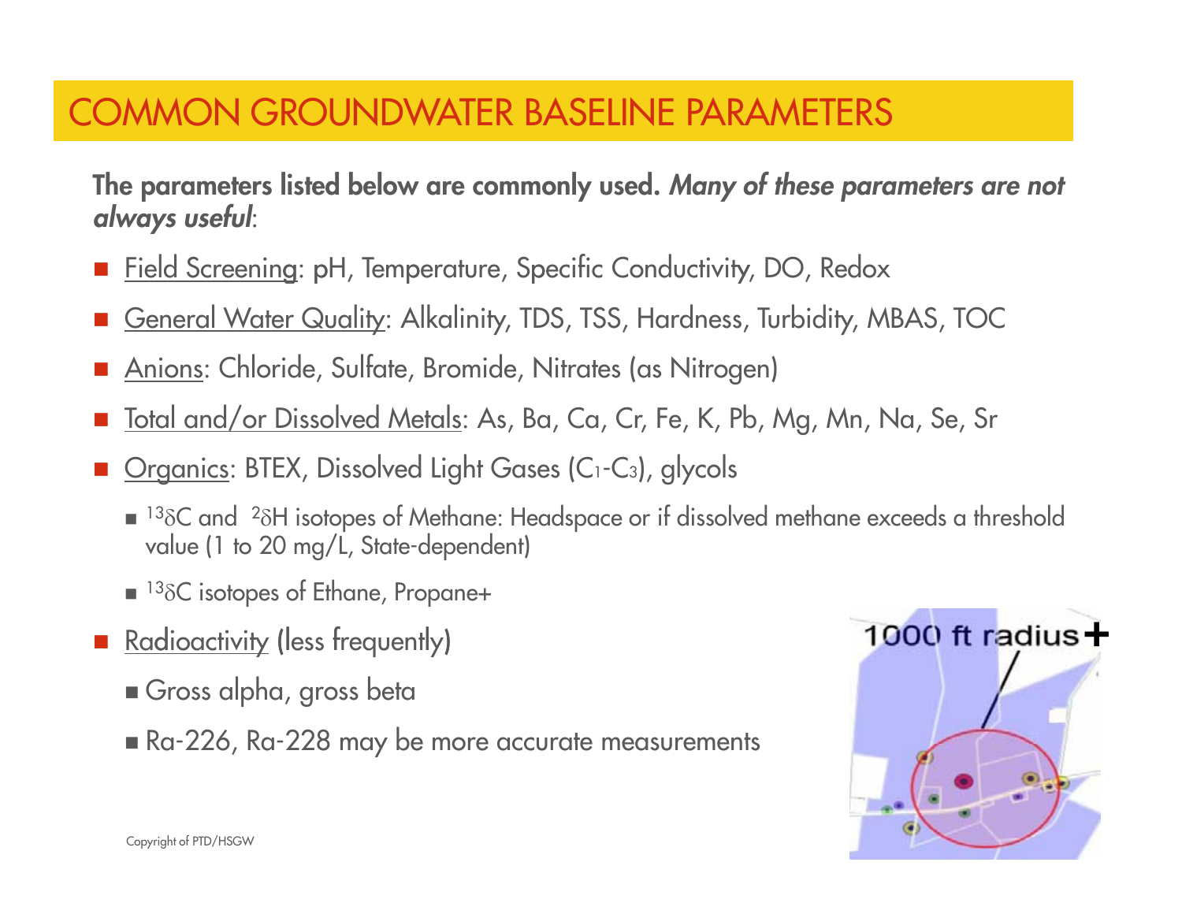# COMMON GROUNDWATER BASELINE PARAMETERS

**The parameters listed below are commonly used. *Many of these parameters are not always useful*:**

- Field Screening: pH, Temperature, Specific Conductivity, DO, Redox
- General Water Quality: Alkalinity, TDS, TSS, Hardness, Turbidity, MBAS, TOC
- Anions: Chloride, Sulfate, Bromide, Nitrates (as Nitrogen)
- Total and/or Dissolved Metals: As, Ba, Ca, Cr, Fe, K, Pb, Mg, Mn, Na, Se, Sr
- Organics: BTEX, Dissolved Light Gases ($C_1$-$C_3$), glycols
  - $^{13}\delta$C and $^{2}\delta$H isotopes of Methane: Headspace or if dissolved methane exceeds a threshold value (1 to 20 mg/L, State-dependent)
  - $^{13}\delta$C isotopes of Ethane, Propane+
- Radioactivity (less frequently)
  - Gross alpha, gross beta
  - Ra-226, Ra-228 may be more accurate measurements

1000 ft radius+

Copyright of PTD/HSGW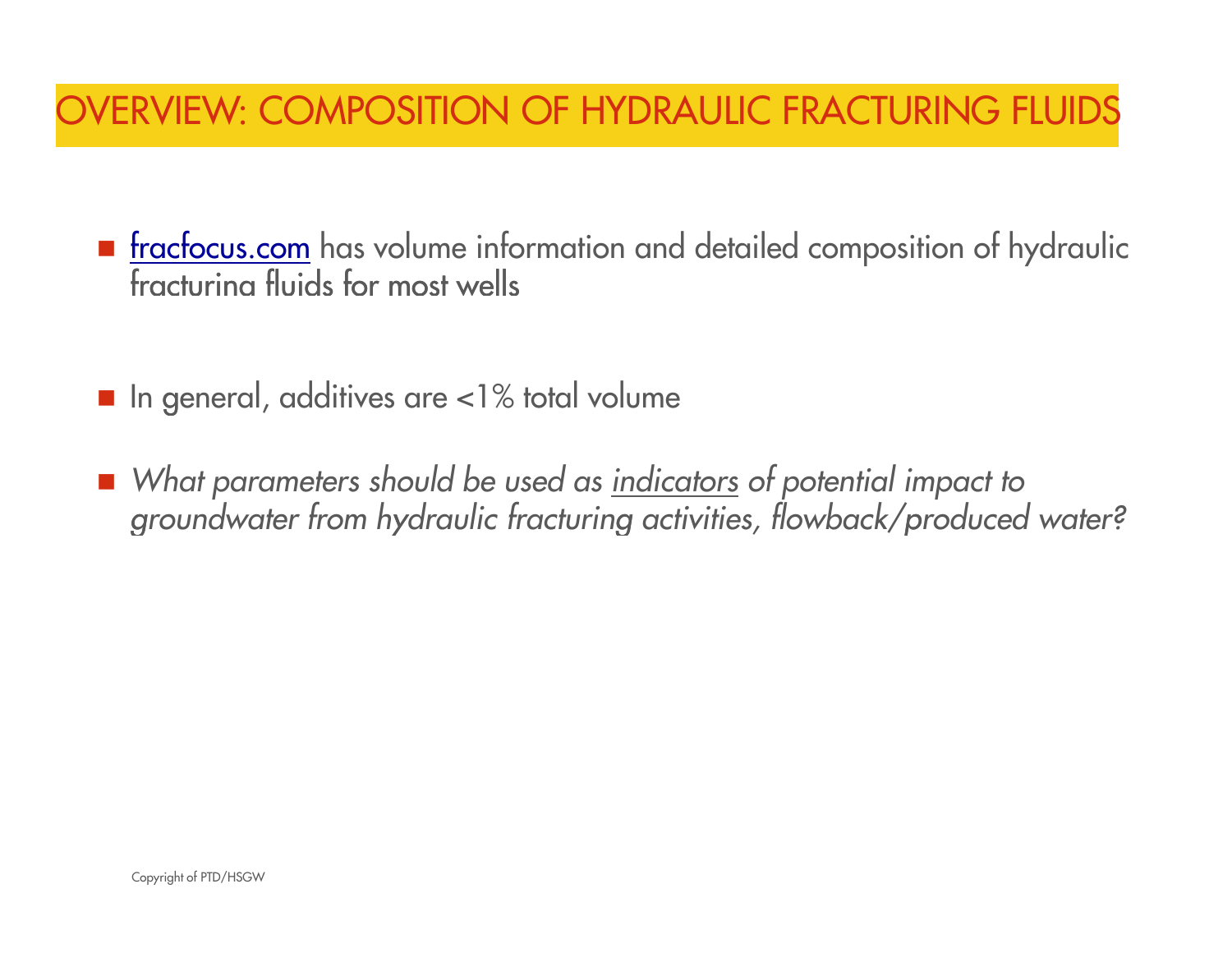# OVERVIEW: COMPOSITION OF HYDRAULIC FRACTURING FLUIDS

- fracfocus.com has volume information and detailed composition of hydraulic fracturina fluids for most wells

- In general, additives are <1% total volume

- *What parameters should be used as* _indicators_ *of potential impact to groundwater from hydraulic fracturing activities, flowback/produced water?*

Copyright of PTD/HSGW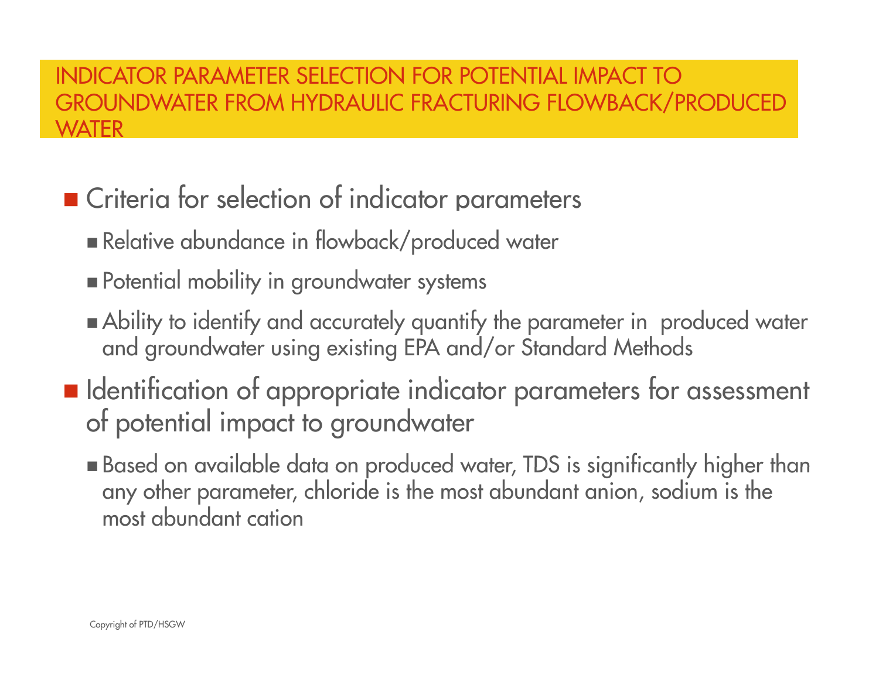# INDICATOR PARAMETER SELECTION FOR POTENTIAL IMPACT TO GROUNDWATER FROM HYDRAULIC FRACTURING FLOWBACK/PRODUCED WATER

- Criteria for selection of indicator parameters
  - Relative abundance in flowback/produced water
  - Potential mobility in groundwater systems
  - Ability to identify and accurately quantify the parameter in produced water and groundwater using existing EPA and/or Standard Methods
- Identification of appropriate indicator parameters for assessment of potential impact to groundwater
  - Based on available data on produced water, TDS is significantly higher than any other parameter, chloride is the most abundant anion, sodium is the most abundant cation

Copyright of PTD/HSGW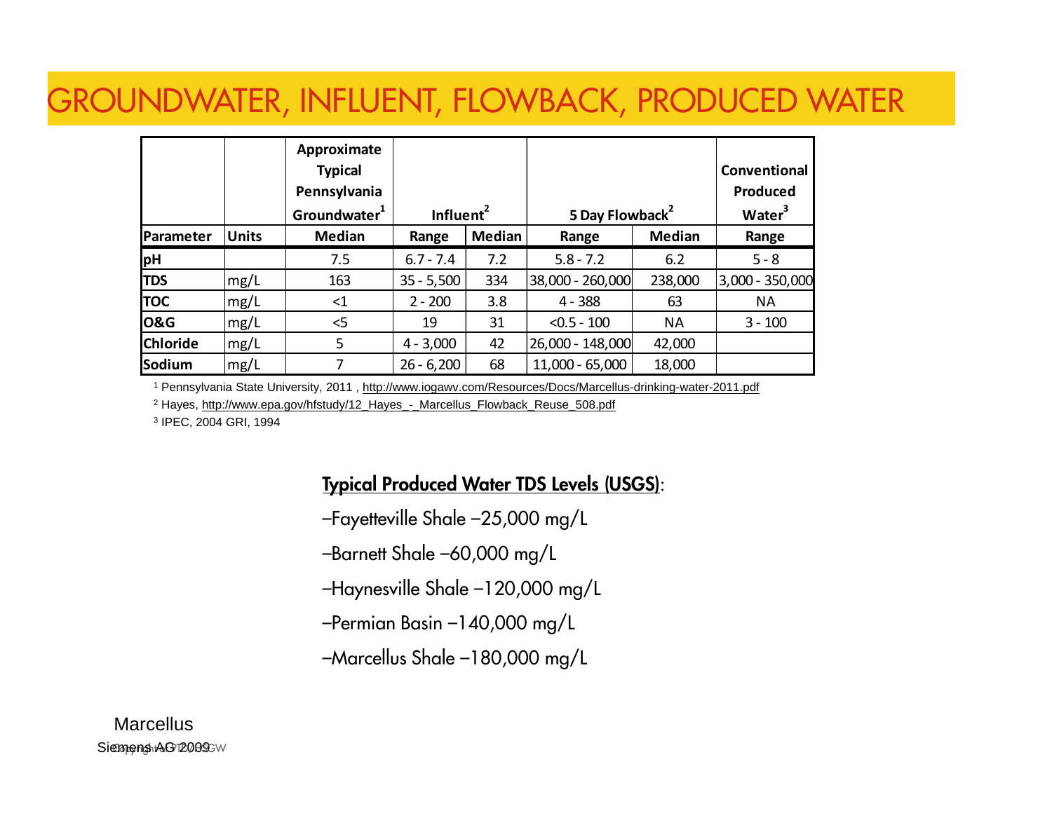# GROUNDWATER, INFLUENT, FLOWBACK, PRODUCED WATER

| | | Approximate Typical Pennsylvania Groundwater[1] | Influent[2] | | 5 Day Flowback[2] | | Conventional Produced Water[3] |
|---|---|---|---|---|---|---|---|
| **Parameter** | **Units** | **Median** | **Range** | **Median** | **Range** | **Median** | **Range** |
| **pH** | | 7.5 | 6.7 - 7.4 | 7.2 | 5.8 - 7.2 | 6.2 | 5 - 8 |
| **TDS** | mg/L | 163 | 35 - 5,500 | 334 | 38,000 - 260,000 | 238,000 | 3,000 - 350,000 |
| **TOC** | mg/L | <1 | 2 - 200 | 3.8 | 4 - 388 | 63 | NA |
| **O&G** | mg/L | <5 | 19 | 31 | <0.5 - 100 | NA | 3 - 100 |
| **Chloride** | mg/L | 5 | 4 - 3,000 | 42 | 26,000 - 148,000 | 42,000 | |
| **Sodium** | mg/L | 7 | 26 - 6,200 | 68 | 11,000 - 65,000 | 18,000 | |

[1] Pennsylvania State University, 2011 , http://www.iogawv.com/Resources/Docs/Marcellus-drinking-water-2011.pdf

[2] Hayes, http://www.epa.gov/hfstudy/12_Hayes_-_Marcellus_Flowback_Reuse_508.pdf

[3] IPEC, 2004 GRI, 1994

**Typical Produced Water TDS Levels (USGS)**:

– Fayetteville Shale – 25,000 mg/L

– Barnett Shale – 60,000 mg/L

– Haynesville Shale – 120,000 mg/L

– Permian Basin – 140,000 mg/L

– Marcellus Shale – 180,000 mg/L

Marcellus

Siemens AG 2009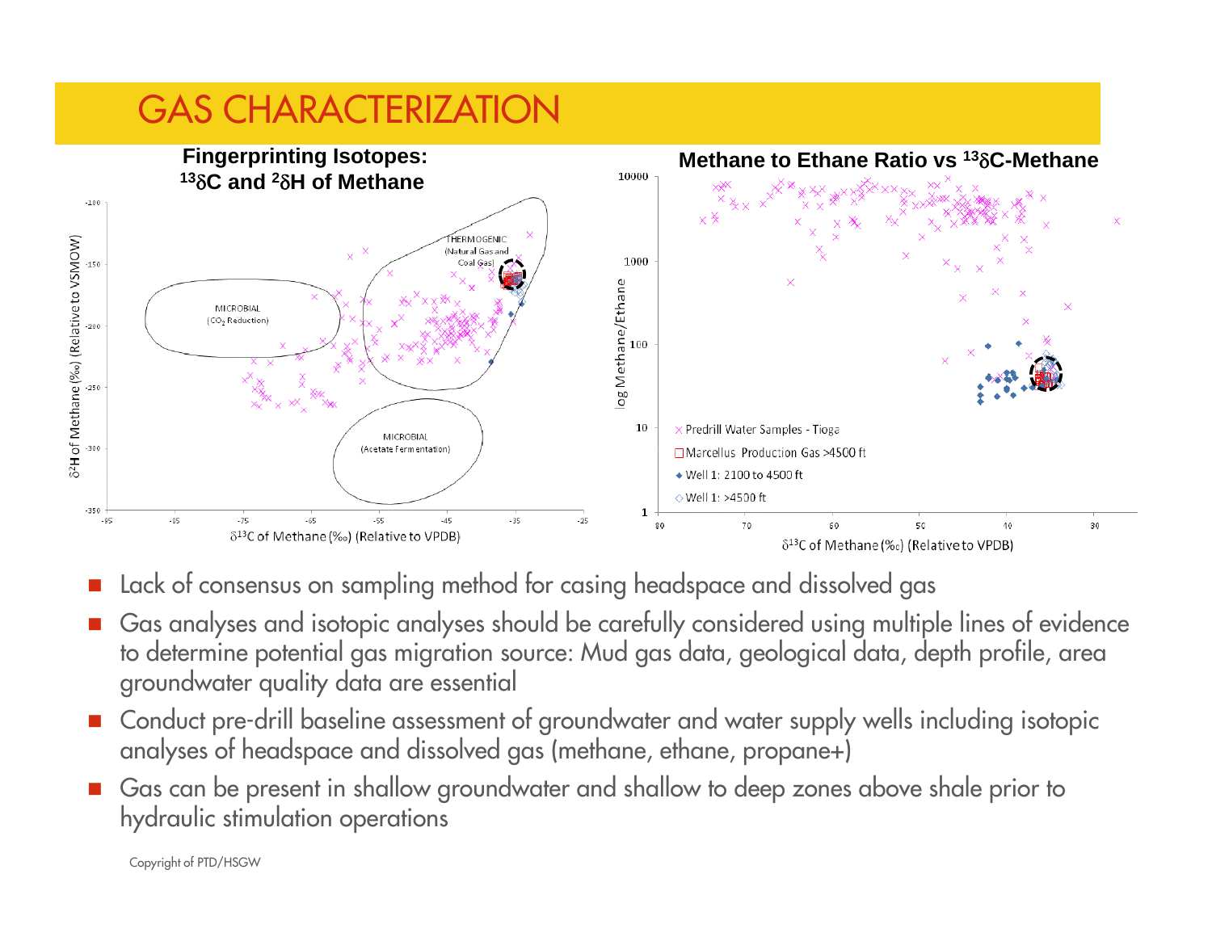# GAS CHARACTERIZATION

**Fingerprinting Isotopes: $^{13}\delta$C and $^{2}\delta$H of Methane**

**Methane to Ethane Ratio vs $^{13}\delta$C-Methane**

- Lack of consensus on sampling method for casing headspace and dissolved gas
- Gas analyses and isotopic analyses should be carefully considered using multiple lines of evidence to determine potential gas migration source: Mud gas data, geological data, depth profile, area groundwater quality data are essential
- Conduct pre-drill baseline assessment of groundwater and water supply wells including isotopic analyses of headspace and dissolved gas (methane, ethane, propane+)
- Gas can be present in shallow groundwater and shallow to deep zones above shale prior to hydraulic stimulation operations

Copyright of PTD/HSGW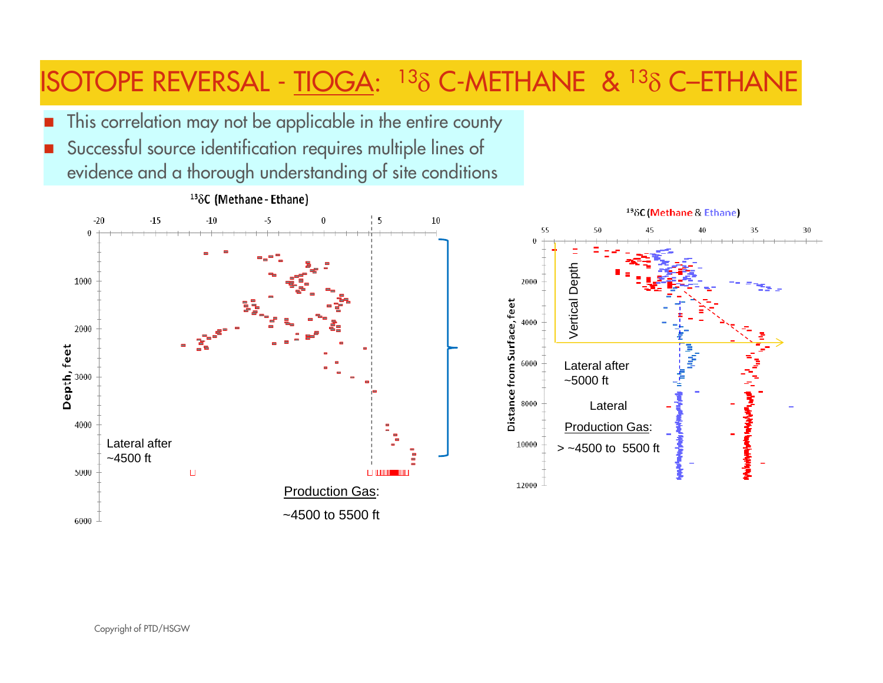# ISOTOPE REVERSAL - TIOGA: $^{13}\delta$ C-METHANE & $^{13}\delta$ C–ETHANE

- This correlation may not be applicable in the entire county
- Successful source identification requires multiple lines of evidence and a thorough understanding of site conditions

$^{13}\delta$C (Methane - Ethane)

Depth, feet

Lateral after ~4500 ft

Production Gas: ~4500 to 5500 ft

$^{13}\delta$C (Methane & Ethane)

Distance from Surface, feet

Vertical Depth

Lateral after ~5000 ft

Lateral

Production Gas: > ~4500 to 5500 ft

Copyright of PTD/HSGW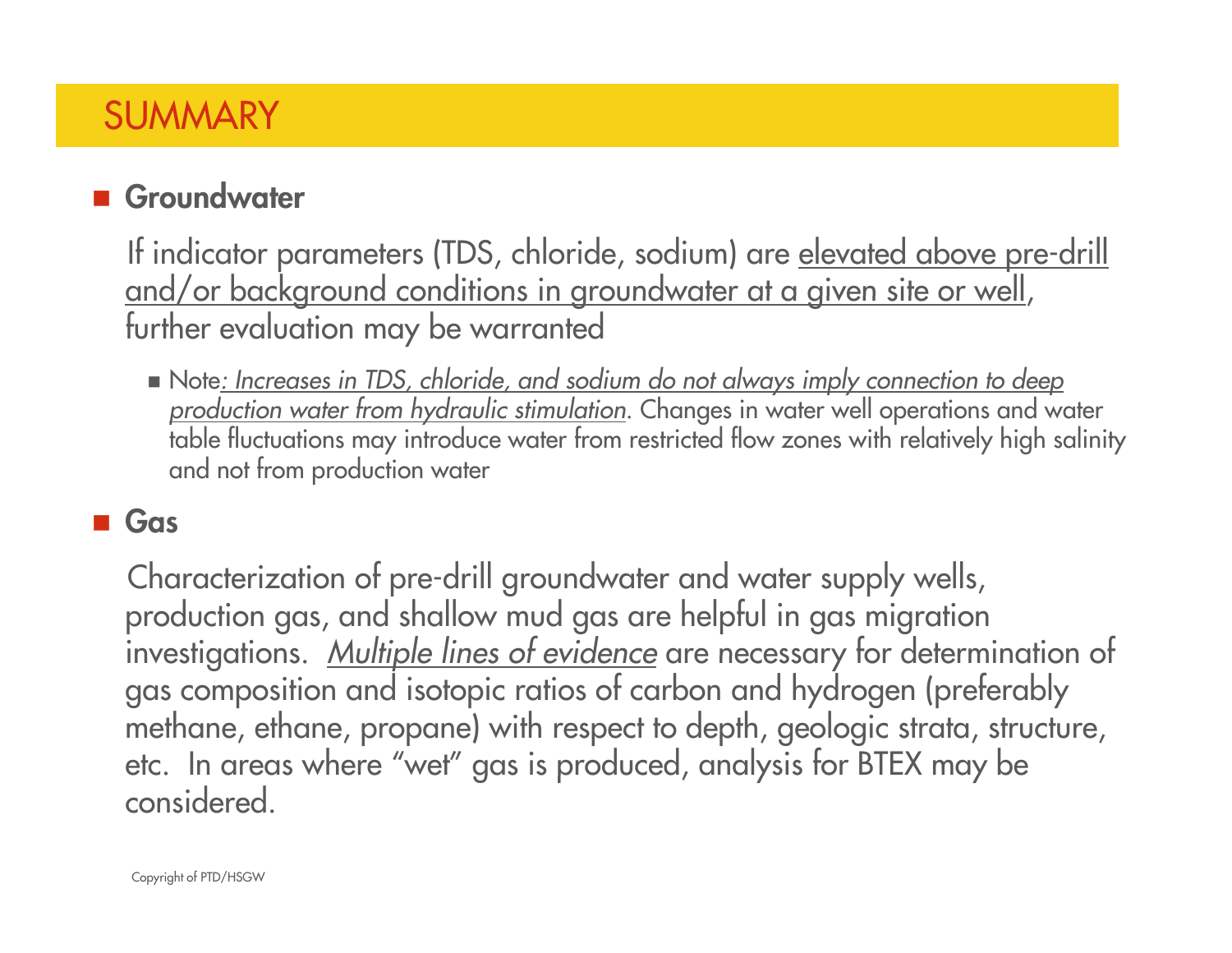# SUMMARY

- **Groundwater**

  If indicator parameters (TDS, chloride, sodium) are elevated above pre-drill and/or background conditions in groundwater at a given site or well, further evaluation may be warranted

  - Note*: Increases in TDS, chloride, and sodium do not always imply connection to deep production water from hydraulic stimulation*. Changes in water well operations and water table fluctuations may introduce water from restricted flow zones with relatively high salinity and not from production water

- **Gas**

  Characterization of pre-drill groundwater and water supply wells, production gas, and shallow mud gas are helpful in gas migration investigations. *Multiple lines of evidence* are necessary for determination of gas composition and isotopic ratios of carbon and hydrogen (preferably methane, ethane, propane) with respect to depth, geologic strata, structure, etc. In areas where "wet" gas is produced, analysis for BTEX may be considered.

Copyright of PTD/HSGW